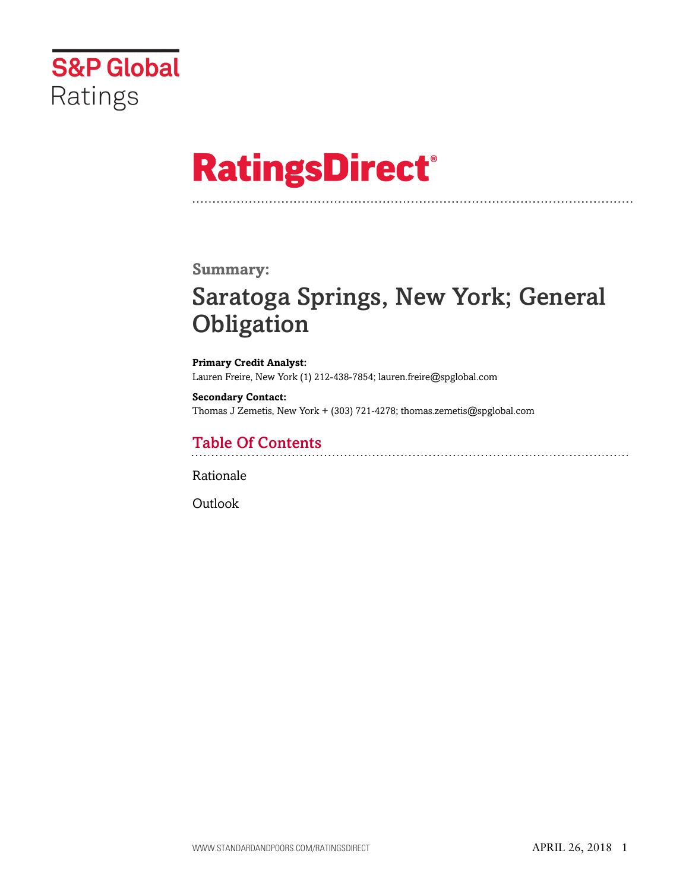S&P Global Ratings

# RatingsDirect®

**Summary:**

## Saratoga Springs, New York; General Obligation

**Primary Credit Analyst:**
Lauren Freire, New York (1) 212-438-7854; lauren.freire@spglobal.com

**Secondary Contact:**
Thomas J Zemetis, New York + (303) 721-4278; thomas.zemetis@spglobal.com

## Table Of Contents

Rationale

Outlook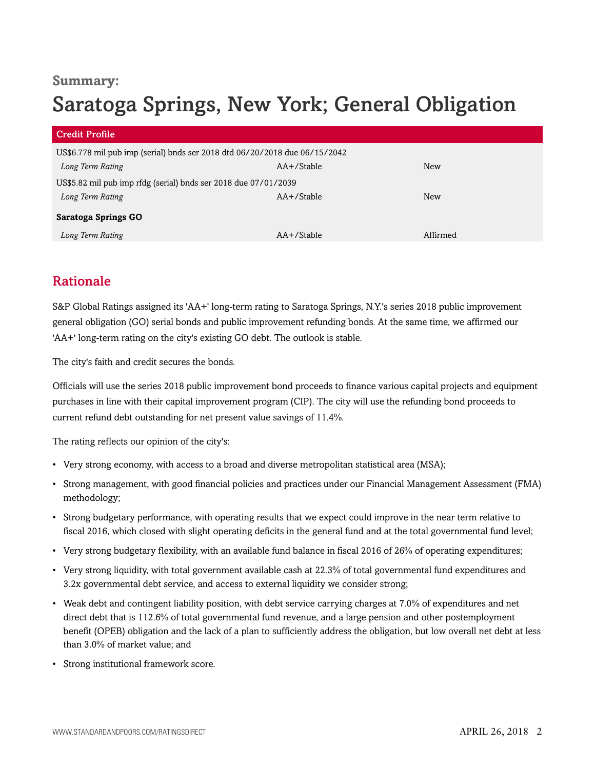**Summary:**

# Saratoga Springs, New York; General Obligation

| Credit Profile | | |
|---|---|---|
| US$6.778 mil pub imp (serial) bnds ser 2018 dtd 06/20/2018 due 06/15/2042 | | |
| *Long Term Rating* | AA+/Stable | New |
| US$5.82 mil pub imp rfdg (serial) bnds ser 2018 due 07/01/2039 | | |
| *Long Term Rating* | AA+/Stable | New |
| **Saratoga Springs GO** | | |
| *Long Term Rating* | AA+/Stable | Affirmed |

## Rationale

S&P Global Ratings assigned its 'AA+' long-term rating to Saratoga Springs, N.Y.'s series 2018 public improvement general obligation (GO) serial bonds and public improvement refunding bonds. At the same time, we affirmed our 'AA+' long-term rating on the city's existing GO debt. The outlook is stable.

The city's faith and credit secures the bonds.

Officials will use the series 2018 public improvement bond proceeds to finance various capital projects and equipment purchases in line with their capital improvement program (CIP). The city will use the refunding bond proceeds to current refund debt outstanding for net present value savings of 11.4%.

The rating reflects our opinion of the city's:

- Very strong economy, with access to a broad and diverse metropolitan statistical area (MSA);
- Strong management, with good financial policies and practices under our Financial Management Assessment (FMA) methodology;
- Strong budgetary performance, with operating results that we expect could improve in the near term relative to fiscal 2016, which closed with slight operating deficits in the general fund and at the total governmental fund level;
- Very strong budgetary flexibility, with an available fund balance in fiscal 2016 of 26% of operating expenditures;
- Very strong liquidity, with total government available cash at 22.3% of total governmental fund expenditures and 3.2x governmental debt service, and access to external liquidity we consider strong;
- Weak debt and contingent liability position, with debt service carrying charges at 7.0% of expenditures and net direct debt that is 112.6% of total governmental fund revenue, and a large pension and other postemployment benefit (OPEB) obligation and the lack of a plan to sufficiently address the obligation, but low overall net debt at less than 3.0% of market value; and
- Strong institutional framework score.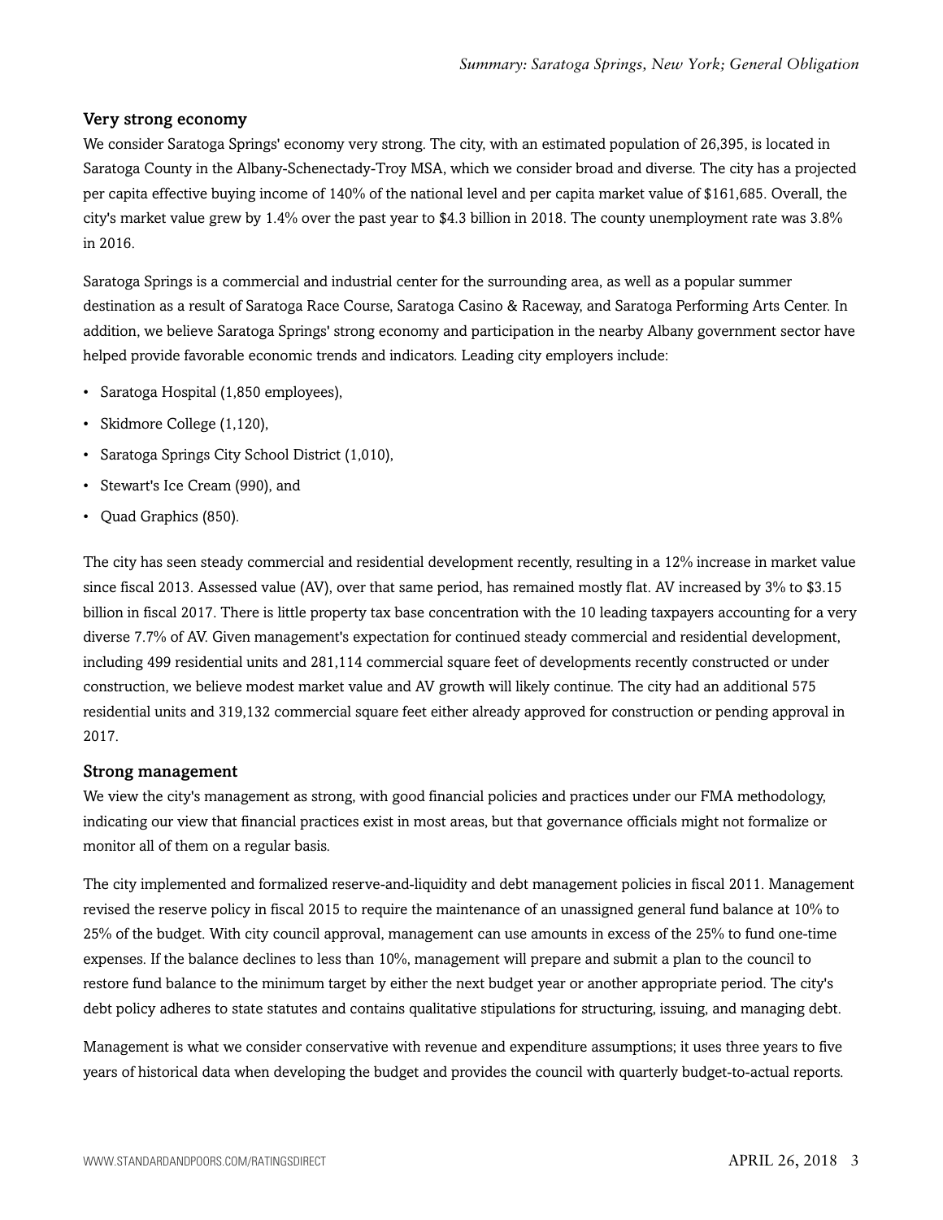### Very strong economy

We consider Saratoga Springs' economy very strong. The city, with an estimated population of 26,395, is located in Saratoga County in the Albany-Schenectady-Troy MSA, which we consider broad and diverse. The city has a projected per capita effective buying income of 140% of the national level and per capita market value of $161,685. Overall, the city's market value grew by 1.4% over the past year to $4.3 billion in 2018. The county unemployment rate was 3.8% in 2016.

Saratoga Springs is a commercial and industrial center for the surrounding area, as well as a popular summer destination as a result of Saratoga Race Course, Saratoga Casino & Raceway, and Saratoga Performing Arts Center. In addition, we believe Saratoga Springs' strong economy and participation in the nearby Albany government sector have helped provide favorable economic trends and indicators. Leading city employers include:

- Saratoga Hospital (1,850 employees),
- Skidmore College (1,120),
- Saratoga Springs City School District (1,010),
- Stewart's Ice Cream (990), and
- Quad Graphics (850).

The city has seen steady commercial and residential development recently, resulting in a 12% increase in market value since fiscal 2013. Assessed value (AV), over that same period, has remained mostly flat. AV increased by 3% to $3.15 billion in fiscal 2017. There is little property tax base concentration with the 10 leading taxpayers accounting for a very diverse 7.7% of AV. Given management's expectation for continued steady commercial and residential development, including 499 residential units and 281,114 commercial square feet of developments recently constructed or under construction, we believe modest market value and AV growth will likely continue. The city had an additional 575 residential units and 319,132 commercial square feet either already approved for construction or pending approval in 2017.

### Strong management

We view the city's management as strong, with good financial policies and practices under our FMA methodology, indicating our view that financial practices exist in most areas, but that governance officials might not formalize or monitor all of them on a regular basis.

The city implemented and formalized reserve-and-liquidity and debt management policies in fiscal 2011. Management revised the reserve policy in fiscal 2015 to require the maintenance of an unassigned general fund balance at 10% to 25% of the budget. With city council approval, management can use amounts in excess of the 25% to fund one-time expenses. If the balance declines to less than 10%, management will prepare and submit a plan to the council to restore fund balance to the minimum target by either the next budget year or another appropriate period. The city's debt policy adheres to state statutes and contains qualitative stipulations for structuring, issuing, and managing debt.

Management is what we consider conservative with revenue and expenditure assumptions; it uses three years to five years of historical data when developing the budget and provides the council with quarterly budget-to-actual reports.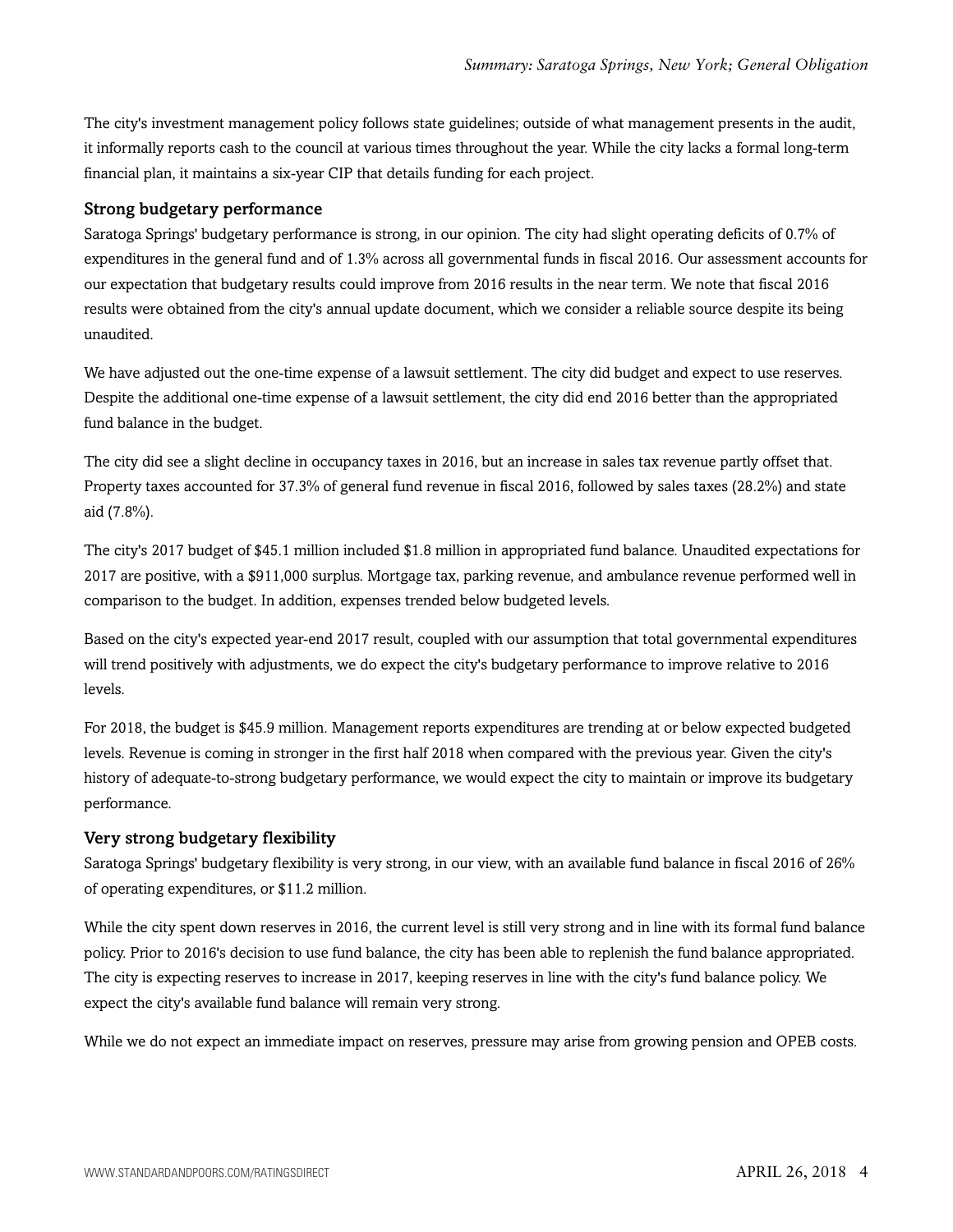The city's investment management policy follows state guidelines; outside of what management presents in the audit, it informally reports cash to the council at various times throughout the year. While the city lacks a formal long-term financial plan, it maintains a six-year CIP that details funding for each project.

### Strong budgetary performance

Saratoga Springs' budgetary performance is strong, in our opinion. The city had slight operating deficits of 0.7% of expenditures in the general fund and of 1.3% across all governmental funds in fiscal 2016. Our assessment accounts for our expectation that budgetary results could improve from 2016 results in the near term. We note that fiscal 2016 results were obtained from the city's annual update document, which we consider a reliable source despite its being unaudited.

We have adjusted out the one-time expense of a lawsuit settlement. The city did budget and expect to use reserves. Despite the additional one-time expense of a lawsuit settlement, the city did end 2016 better than the appropriated fund balance in the budget.

The city did see a slight decline in occupancy taxes in 2016, but an increase in sales tax revenue partly offset that. Property taxes accounted for 37.3% of general fund revenue in fiscal 2016, followed by sales taxes (28.2%) and state aid (7.8%).

The city's 2017 budget of $45.1 million included $1.8 million in appropriated fund balance. Unaudited expectations for 2017 are positive, with a $911,000 surplus. Mortgage tax, parking revenue, and ambulance revenue performed well in comparison to the budget. In addition, expenses trended below budgeted levels.

Based on the city's expected year-end 2017 result, coupled with our assumption that total governmental expenditures will trend positively with adjustments, we do expect the city's budgetary performance to improve relative to 2016 levels.

For 2018, the budget is $45.9 million. Management reports expenditures are trending at or below expected budgeted levels. Revenue is coming in stronger in the first half 2018 when compared with the previous year. Given the city's history of adequate-to-strong budgetary performance, we would expect the city to maintain or improve its budgetary performance.

### Very strong budgetary flexibility

Saratoga Springs' budgetary flexibility is very strong, in our view, with an available fund balance in fiscal 2016 of 26% of operating expenditures, or $11.2 million.

While the city spent down reserves in 2016, the current level is still very strong and in line with its formal fund balance policy. Prior to 2016's decision to use fund balance, the city has been able to replenish the fund balance appropriated. The city is expecting reserves to increase in 2017, keeping reserves in line with the city's fund balance policy. We expect the city's available fund balance will remain very strong.

While we do not expect an immediate impact on reserves, pressure may arise from growing pension and OPEB costs.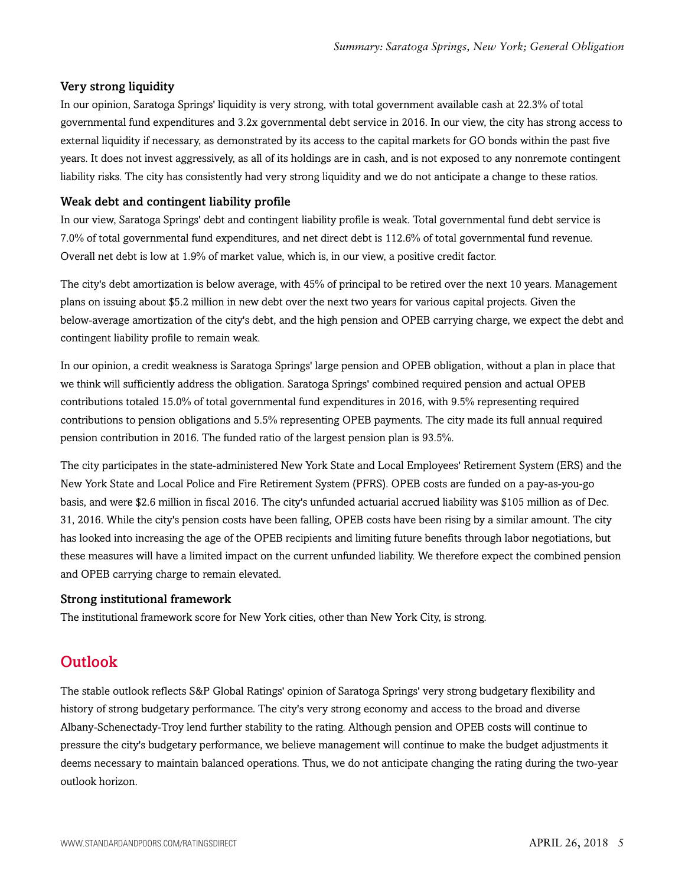### Very strong liquidity

In our opinion, Saratoga Springs' liquidity is very strong, with total government available cash at 22.3% of total governmental fund expenditures and 3.2x governmental debt service in 2016. In our view, the city has strong access to external liquidity if necessary, as demonstrated by its access to the capital markets for GO bonds within the past five years. It does not invest aggressively, as all of its holdings are in cash, and is not exposed to any nonremote contingent liability risks. The city has consistently had very strong liquidity and we do not anticipate a change to these ratios.

### Weak debt and contingent liability profile

In our view, Saratoga Springs' debt and contingent liability profile is weak. Total governmental fund debt service is 7.0% of total governmental fund expenditures, and net direct debt is 112.6% of total governmental fund revenue. Overall net debt is low at 1.9% of market value, which is, in our view, a positive credit factor.

The city's debt amortization is below average, with 45% of principal to be retired over the next 10 years. Management plans on issuing about $5.2 million in new debt over the next two years for various capital projects. Given the below-average amortization of the city's debt, and the high pension and OPEB carrying charge, we expect the debt and contingent liability profile to remain weak.

In our opinion, a credit weakness is Saratoga Springs' large pension and OPEB obligation, without a plan in place that we think will sufficiently address the obligation. Saratoga Springs' combined required pension and actual OPEB contributions totaled 15.0% of total governmental fund expenditures in 2016, with 9.5% representing required contributions to pension obligations and 5.5% representing OPEB payments. The city made its full annual required pension contribution in 2016. The funded ratio of the largest pension plan is 93.5%.

The city participates in the state-administered New York State and Local Employees' Retirement System (ERS) and the New York State and Local Police and Fire Retirement System (PFRS). OPEB costs are funded on a pay-as-you-go basis, and were $2.6 million in fiscal 2016. The city's unfunded actuarial accrued liability was $105 million as of Dec. 31, 2016. While the city's pension costs have been falling, OPEB costs have been rising by a similar amount. The city has looked into increasing the age of the OPEB recipients and limiting future benefits through labor negotiations, but these measures will have a limited impact on the current unfunded liability. We therefore expect the combined pension and OPEB carrying charge to remain elevated.

### Strong institutional framework

The institutional framework score for New York cities, other than New York City, is strong.

## Outlook

The stable outlook reflects S&P Global Ratings' opinion of Saratoga Springs' very strong budgetary flexibility and history of strong budgetary performance. The city's very strong economy and access to the broad and diverse Albany-Schenectady-Troy lend further stability to the rating. Although pension and OPEB costs will continue to pressure the city's budgetary performance, we believe management will continue to make the budget adjustments it deems necessary to maintain balanced operations. Thus, we do not anticipate changing the rating during the two-year outlook horizon.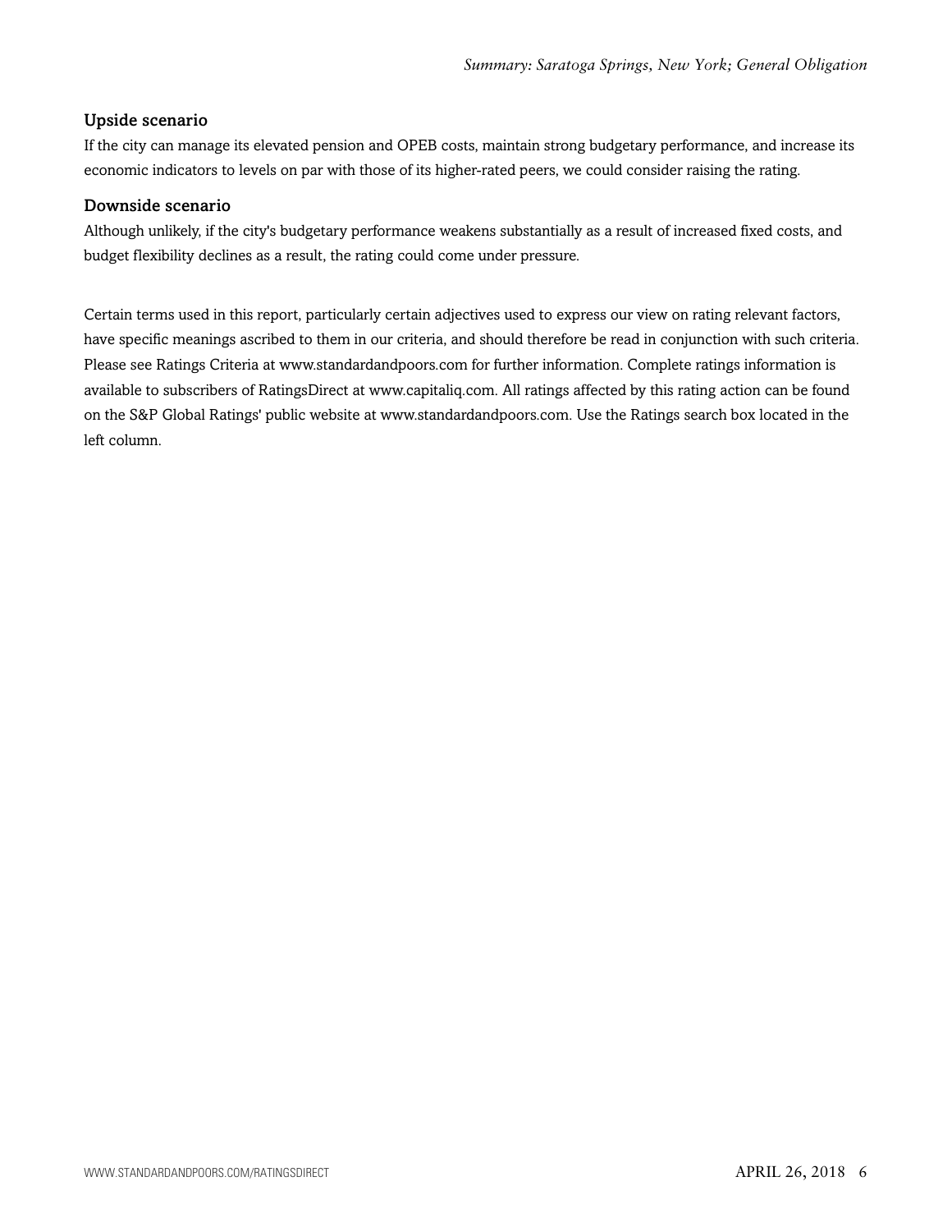### Upside scenario

If the city can manage its elevated pension and OPEB costs, maintain strong budgetary performance, and increase its economic indicators to levels on par with those of its higher-rated peers, we could consider raising the rating.

### Downside scenario

Although unlikely, if the city's budgetary performance weakens substantially as a result of increased fixed costs, and budget flexibility declines as a result, the rating could come under pressure.

Certain terms used in this report, particularly certain adjectives used to express our view on rating relevant factors, have specific meanings ascribed to them in our criteria, and should therefore be read in conjunction with such criteria. Please see Ratings Criteria at www.standardandpoors.com for further information. Complete ratings information is available to subscribers of RatingsDirect at www.capitaliq.com. All ratings affected by this rating action can be found on the S&P Global Ratings' public website at www.standardandpoors.com. Use the Ratings search box located in the left column.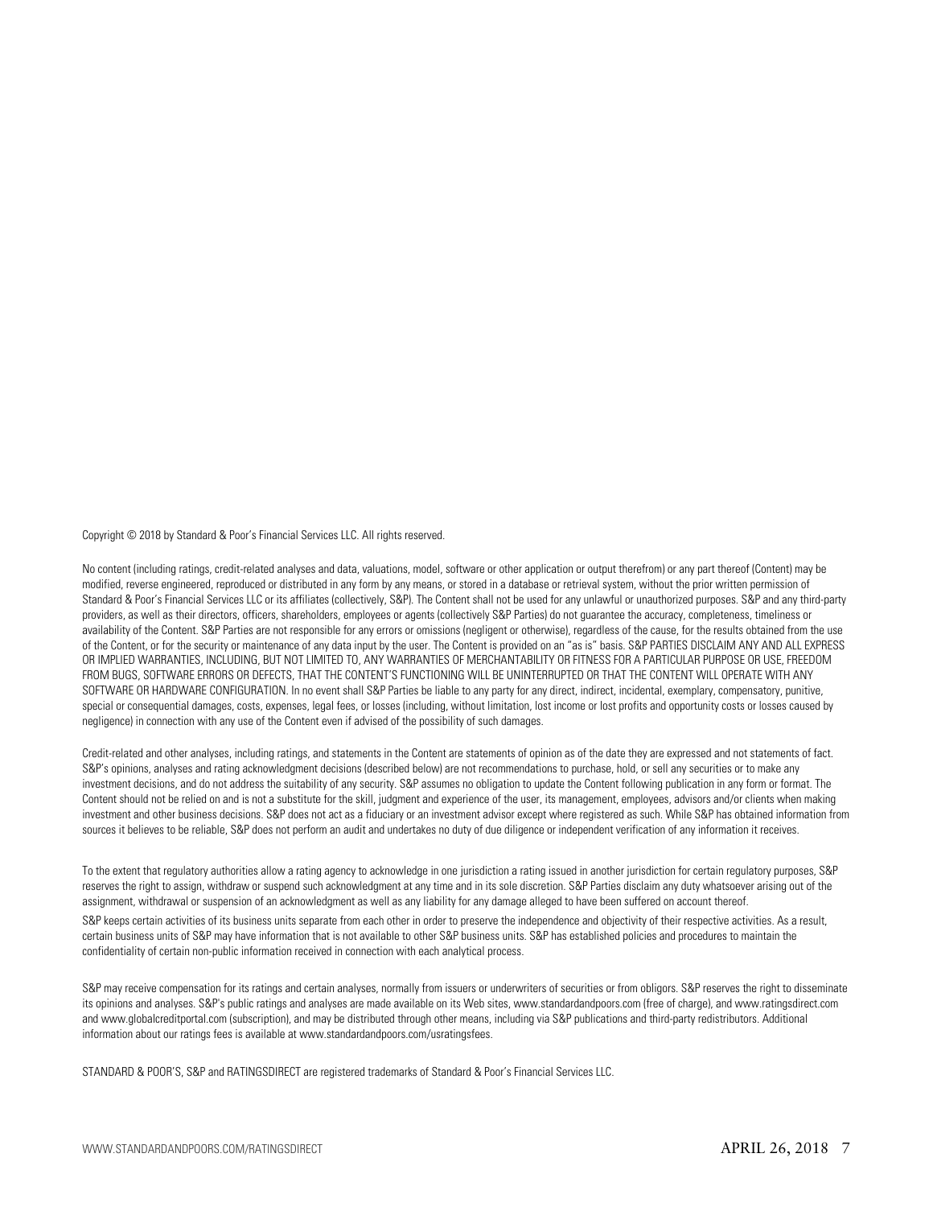Copyright © 2018 by Standard & Poor's Financial Services LLC. All rights reserved.

No content (including ratings, credit-related analyses and data, valuations, model, software or other application or output therefrom) or any part thereof (Content) may be modified, reverse engineered, reproduced or distributed in any form by any means, or stored in a database or retrieval system, without the prior written permission of Standard & Poor's Financial Services LLC or its affiliates (collectively, S&P). The Content shall not be used for any unlawful or unauthorized purposes. S&P and any third-party providers, as well as their directors, officers, shareholders, employees or agents (collectively S&P Parties) do not guarantee the accuracy, completeness, timeliness or availability of the Content. S&P Parties are not responsible for any errors or omissions (negligent or otherwise), regardless of the cause, for the results obtained from the use of the Content, or for the security or maintenance of any data input by the user. The Content is provided on an "as is" basis. S&P PARTIES DISCLAIM ANY AND ALL EXPRESS OR IMPLIED WARRANTIES, INCLUDING, BUT NOT LIMITED TO, ANY WARRANTIES OF MERCHANTABILITY OR FITNESS FOR A PARTICULAR PURPOSE OR USE, FREEDOM FROM BUGS, SOFTWARE ERRORS OR DEFECTS, THAT THE CONTENT'S FUNCTIONING WILL BE UNINTERRUPTED OR THAT THE CONTENT WILL OPERATE WITH ANY SOFTWARE OR HARDWARE CONFIGURATION. In no event shall S&P Parties be liable to any party for any direct, indirect, incidental, exemplary, compensatory, punitive, special or consequential damages, costs, expenses, legal fees, or losses (including, without limitation, lost income or lost profits and opportunity costs or losses caused by negligence) in connection with any use of the Content even if advised of the possibility of such damages.

Credit-related and other analyses, including ratings, and statements in the Content are statements of opinion as of the date they are expressed and not statements of fact. S&P's opinions, analyses and rating acknowledgment decisions (described below) are not recommendations to purchase, hold, or sell any securities or to make any investment decisions, and do not address the suitability of any security. S&P assumes no obligation to update the Content following publication in any form or format. The Content should not be relied on and is not a substitute for the skill, judgment and experience of the user, its management, employees, advisors and/or clients when making investment and other business decisions. S&P does not act as a fiduciary or an investment advisor except where registered as such. While S&P has obtained information from sources it believes to be reliable, S&P does not perform an audit and undertakes no duty of due diligence or independent verification of any information it receives.

To the extent that regulatory authorities allow a rating agency to acknowledge in one jurisdiction a rating issued in another jurisdiction for certain regulatory purposes, S&P reserves the right to assign, withdraw or suspend such acknowledgment at any time and in its sole discretion. S&P Parties disclaim any duty whatsoever arising out of the assignment, withdrawal or suspension of an acknowledgment as well as any liability for any damage alleged to have been suffered on account thereof.

S&P keeps certain activities of its business units separate from each other in order to preserve the independence and objectivity of their respective activities. As a result, certain business units of S&P may have information that is not available to other S&P business units. S&P has established policies and procedures to maintain the confidentiality of certain non-public information received in connection with each analytical process.

S&P may receive compensation for its ratings and certain analyses, normally from issuers or underwriters of securities or from obligors. S&P reserves the right to disseminate its opinions and analyses. S&P's public ratings and analyses are made available on its Web sites, www.standardandpoors.com (free of charge), and www.ratingsdirect.com and www.globalcreditportal.com (subscription), and may be distributed through other means, including via S&P publications and third-party redistributors. Additional information about our ratings fees is available at www.standardandpoors.com/usratingsfees.

STANDARD & POOR'S, S&P and RATINGSDIRECT are registered trademarks of Standard & Poor's Financial Services LLC.